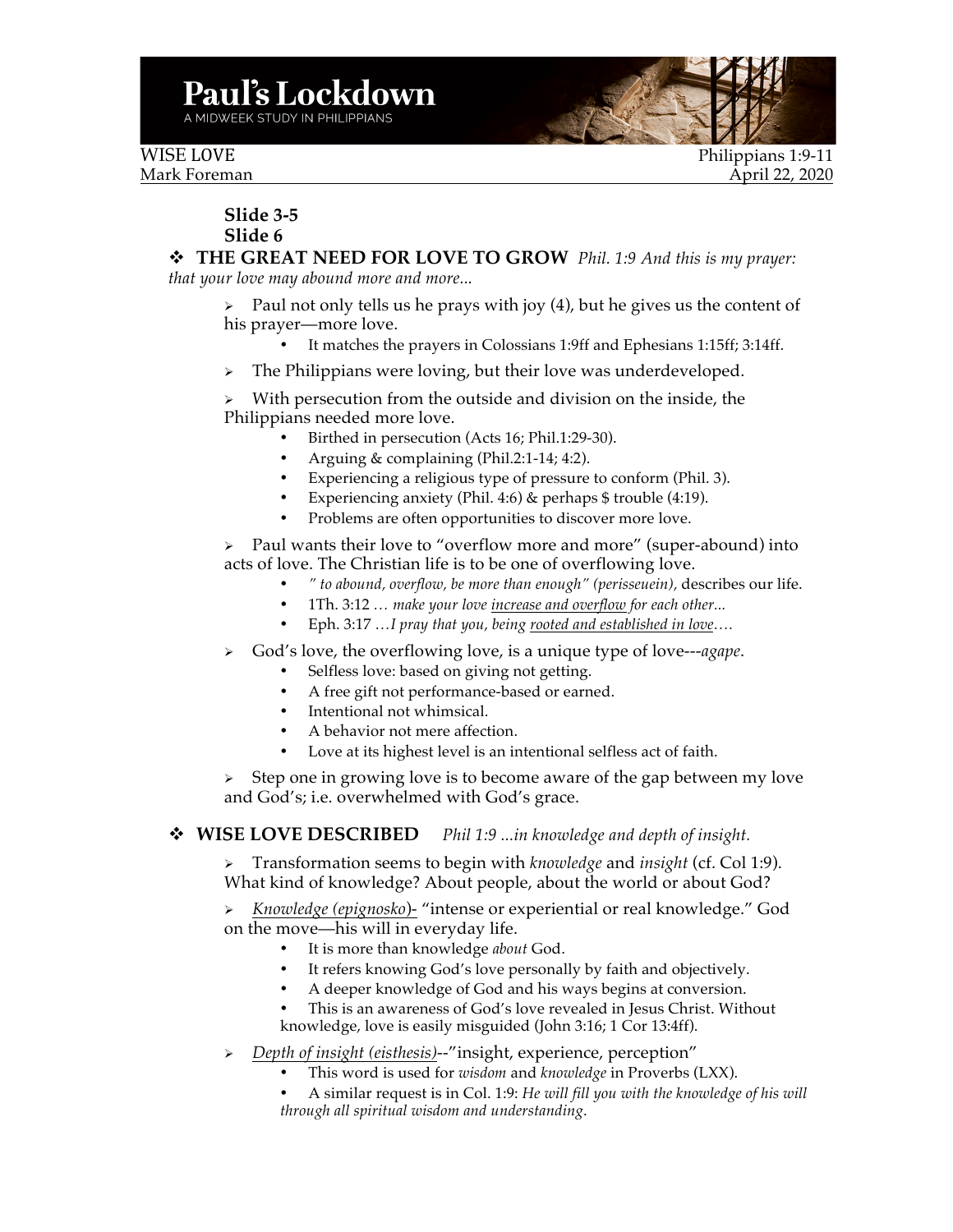# Paul's Lockdown

A MIDWEEK STUDY IN PHILIPPIANS

WISE LOVE — Philippians 1:9-11

Mark Foreman — April 22, 2020

**Slide 3-5**
**Slide 6**

## ❖ THE GREAT NEED FOR LOVE TO GROW *Phil. 1:9 And this is my prayer: that your love may abound more and more...*

- Paul not only tells us he prays with joy (4), but he gives us the content of his prayer—more love.
  - It matches the prayers in Colossians 1:9ff and Ephesians 1:15ff; 3:14ff.
- The Philippians were loving, but their love was underdeveloped.
- With persecution from the outside and division on the inside, the Philippians needed more love.
  - Birthed in persecution (Acts 16; Phil.1:29-30).
  - Arguing & complaining (Phil.2:1-14; 4:2).
  - Experiencing a religious type of pressure to conform (Phil. 3).
  - Experiencing anxiety (Phil. 4:6) & perhaps $ trouble (4:19).
  - Problems are often opportunities to discover more love.
- Paul wants their love to "overflow more and more" (super-abound) into acts of love. The Christian life is to be one of overflowing love.
  - *" to abound, overflow, be more than enough" (perisseuein),* describes our life.
  - 1Th. 3:12 *… make your love increase and overflow for each other...*
  - Eph. 3:17 *…I pray that you, being rooted and established in love….*
- God's love, the overflowing love, is a unique type of love---*agape*.
  - Selfless love: based on giving not getting.
  - A free gift not performance-based or earned.
  - Intentional not whimsical.
  - A behavior not mere affection.
  - Love at its highest level is an intentional selfless act of faith.
- Step one in growing love is to become aware of the gap between my love and God's; i.e. overwhelmed with God's grace.

## ❖ WISE LOVE DESCRIBED *Phil 1:9 ...in knowledge and depth of insight.*

- Transformation seems to begin with *knowledge* and *insight* (cf. Col 1:9). What kind of knowledge? About people, about the world or about God?
- *Knowledge (epignosko)-* "intense or experiential or real knowledge." God on the move—his will in everyday life.
  - It is more than knowledge *about* God.
  - It refers knowing God's love personally by faith and objectively.
  - A deeper knowledge of God and his ways begins at conversion.
  - This is an awareness of God's love revealed in Jesus Christ. Without knowledge, love is easily misguided (John 3:16; 1 Cor 13:4ff).
- *Depth of insight (eisthesis)*--"insight, experience, perception"
  - This word is used for *wisdom* and *knowledge* in Proverbs (LXX).
  - A similar request is in Col. 1:9: *He will fill you with the knowledge of his will through all spiritual wisdom and understanding*.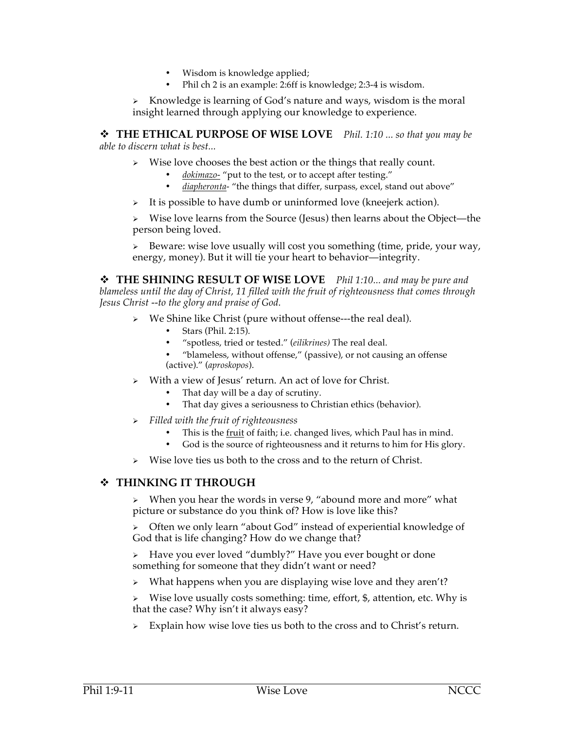- Wisdom is knowledge applied;
- Phil ch 2 is an example: 2:6ff is knowledge; 2:3-4 is wisdom.

> Knowledge is learning of God's nature and ways, wisdom is the moral insight learned through applying our knowledge to experience.

## ❖ THE ETHICAL PURPOSE OF WISE LOVE *Phil. 1:10 ... so that you may be able to discern what is best...*

- Wise love chooses the best action or the things that really count.
  - *dokimazo-* "put to the test, or to accept after testing."
  - *diapheronta*- "the things that differ, surpass, excel, stand out above"
- It is possible to have dumb or uninformed love (kneejerk action).
- Wise love learns from the Source (Jesus) then learns about the Object—the person being loved.
- Beware: wise love usually will cost you something (time, pride, your way, energy, money). But it will tie your heart to behavior—integrity.

## ❖ THE SHINING RESULT OF WISE LOVE *Phil 1:10... and may be pure and blameless until the day of Christ, 11 filled with the fruit of righteousness that comes through Jesus Christ --to the glory and praise of God.*

- We Shine like Christ (pure without offense---the real deal).
  - Stars (Phil. 2:15).
  - "spotless, tried or tested." (*eilikrines)* The real deal.
  - "blameless, without offense," (passive), or not causing an offense (active)." (*aproskopos*).
- With a view of Jesus' return. An act of love for Christ.
  - That day will be a day of scrutiny.
  - That day gives a seriousness to Christian ethics (behavior).
- *Filled with the fruit of righteousness*
  - This is the fruit of faith; i.e. changed lives, which Paul has in mind.
  - God is the source of righteousness and it returns to him for His glory.
- Wise love ties us both to the cross and to the return of Christ.

## ❖ THINKING IT THROUGH

- When you hear the words in verse 9, "abound more and more" what picture or substance do you think of? How is love like this?
- Often we only learn "about God" instead of experiential knowledge of God that is life changing? How do we change that?
- Have you ever loved "dumbly?" Have you ever bought or done something for someone that they didn't want or need?
- What happens when you are displaying wise love and they aren't?
- Wise love usually costs something: time, effort, $, attention, etc. Why is that the case? Why isn't it always easy?
- Explain how wise love ties us both to the cross and to Christ's return.